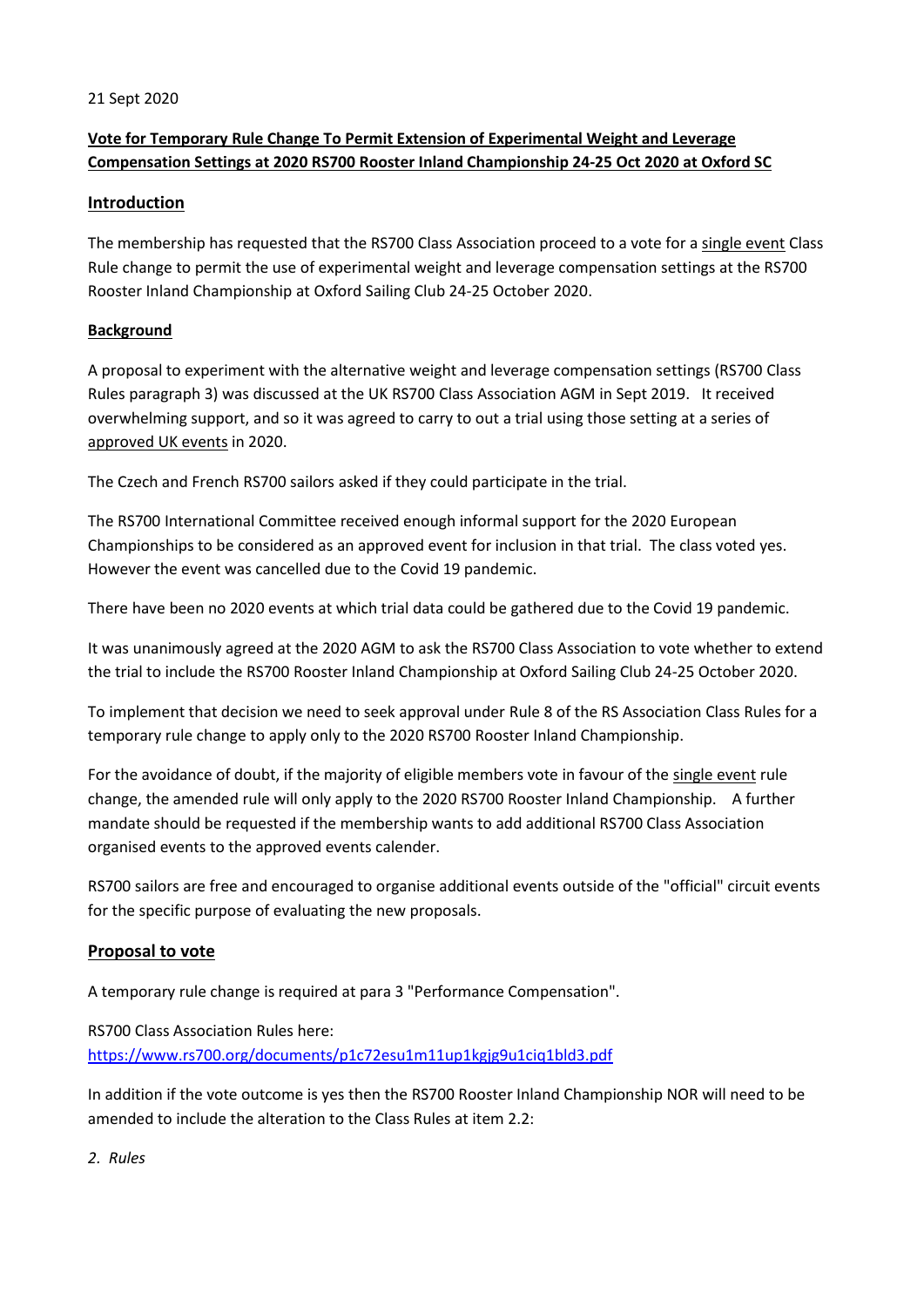21 Sept 2020

**Vote for Temporary Rule Change To Permit Extension of Experimental Weight and Leverage Compensation Settings at 2020 RS700 Rooster Inland Championship 24-25 Oct 2020 at Oxford SC**

## Introduction

The membership has requested that the RS700 Class Association proceed to a vote for a single event Class Rule change to permit the use of experimental weight and leverage compensation settings at the RS700 Rooster Inland Championship at Oxford Sailing Club 24-25 October 2020.

### Background

A proposal to experiment with the alternative weight and leverage compensation settings (RS700 Class Rules paragraph 3) was discussed at the UK RS700 Class Association AGM in Sept 2019. It received overwhelming support, and so it was agreed to carry to out a trial using those setting at a series of approved UK events in 2020.

The Czech and French RS700 sailors asked if they could participate in the trial.

The RS700 International Committee received enough informal support for the 2020 European Championships to be considered as an approved event for inclusion in that trial. The class voted yes. However the event was cancelled due to the Covid 19 pandemic.

There have been no 2020 events at which trial data could be gathered due to the Covid 19 pandemic.

It was unanimously agreed at the 2020 AGM to ask the RS700 Class Association to vote whether to extend the trial to include the RS700 Rooster Inland Championship at Oxford Sailing Club 24-25 October 2020.

To implement that decision we need to seek approval under Rule 8 of the RS Association Class Rules for a temporary rule change to apply only to the 2020 RS700 Rooster Inland Championship.

For the avoidance of doubt, if the majority of eligible members vote in favour of the single event rule change, the amended rule will only apply to the 2020 RS700 Rooster Inland Championship. A further mandate should be requested if the membership wants to add additional RS700 Class Association organised events to the approved events calender.

RS700 sailors are free and encouraged to organise additional events outside of the "official" circuit events for the specific purpose of evaluating the new proposals.

## Proposal to vote

A temporary rule change is required at para 3 "Performance Compensation".

RS700 Class Association Rules here:
https://www.rs700.org/documents/p1c72esu1m11up1kgjg9u1ciq1bld3.pdf

In addition if the vote outcome is yes then the RS700 Rooster Inland Championship NOR will need to be amended to include the alteration to the Class Rules at item 2.2:

*2. Rules*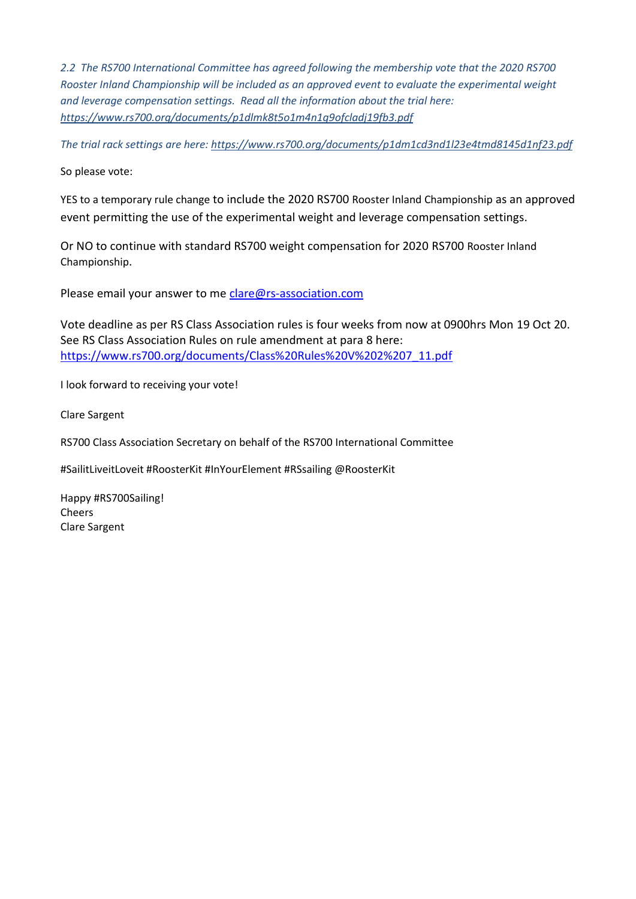*2.2 The RS700 International Committee has agreed following the membership vote that the 2020 RS700 Rooster Inland Championship will be included as an approved event to evaluate the experimental weight and leverage compensation settings. Read all the information about the trial here: https://www.rs700.org/documents/p1dlmk8t5o1m4n1g9ofcladj19fb3.pdf*

*The trial rack settings are here: https://www.rs700.org/documents/p1dm1cd3nd1l23e4tmd8145d1nf23.pdf*

So please vote:

YES to a temporary rule change to include the 2020 RS700 Rooster Inland Championship as an approved event permitting the use of the experimental weight and leverage compensation settings.

Or NO to continue with standard RS700 weight compensation for 2020 RS700 Rooster Inland Championship.

Please email your answer to me clare@rs-association.com

Vote deadline as per RS Class Association rules is four weeks from now at 0900hrs Mon 19 Oct 20. See RS Class Association Rules on rule amendment at para 8 here: https://www.rs700.org/documents/Class%20Rules%20V%202%207_11.pdf

I look forward to receiving your vote!

Clare Sargent

RS700 Class Association Secretary on behalf of the RS700 International Committee

#SailitLiveitLoveit #RoosterKit #InYourElement #RSsailing @RoosterKit

Happy #RS700Sailing!
Cheers
Clare Sargent